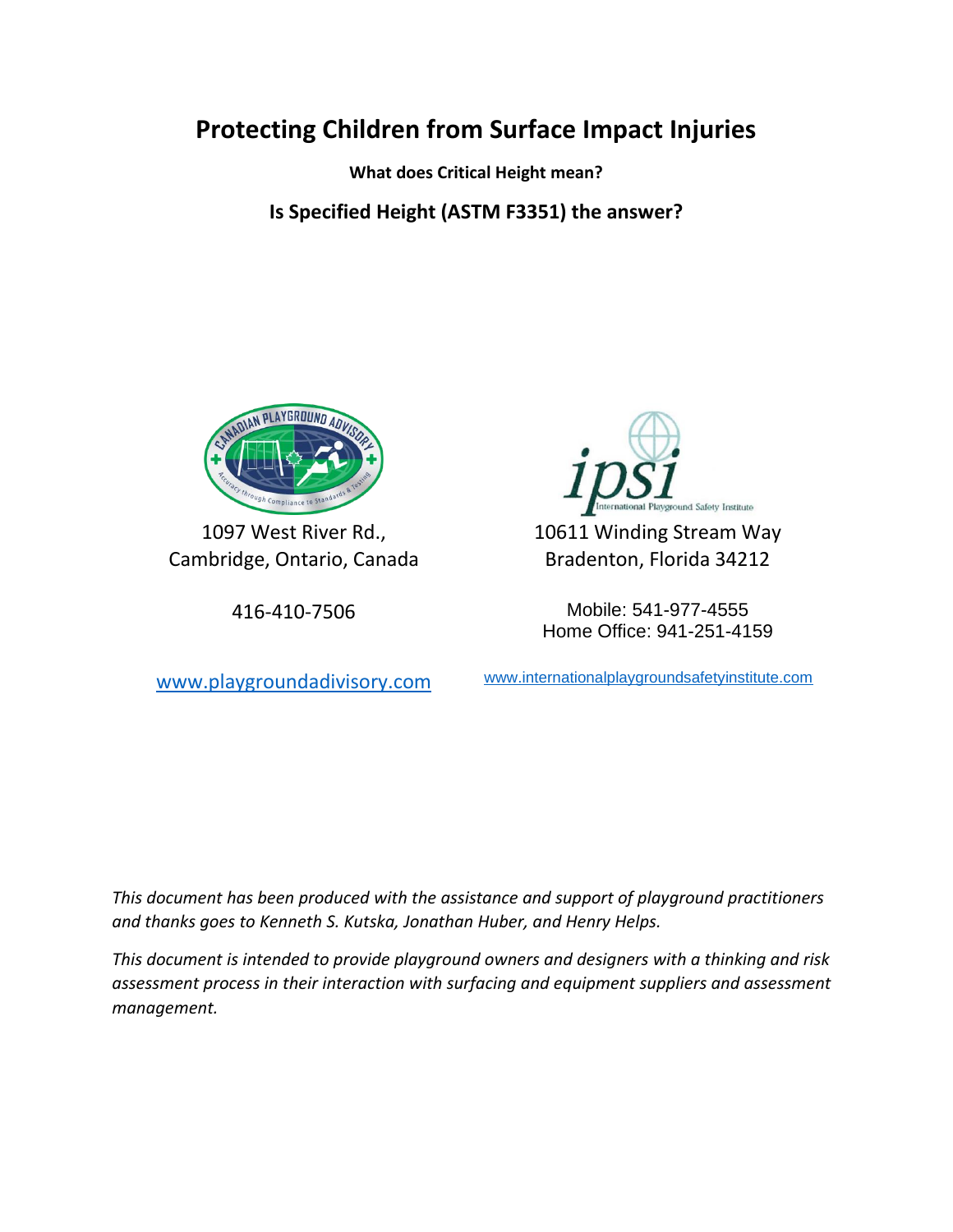# Protecting Children from Surface Impact Injuries

**What does Critical Height mean?**

## Is Specified Height (ASTM F3351) the answer?

1097 West River Rd.,
Cambridge, Ontario, Canada

416-410-7506

www.playgroundadvisory.com

International Playground Safety Institute

10611 Winding Stream Way
Bradenton, Florida 34212

Mobile: 541-977-4555
Home Office: 941-251-4159

www.internationalplaygroundsafetyinstitute.com

*This document has been produced with the assistance and support of playground practitioners and thanks goes to Kenneth S. Kutska, Jonathan Huber, and Henry Helps.*

*This document is intended to provide playground owners and designers with a thinking and risk assessment process in their interaction with surfacing and equipment suppliers and assessment management.*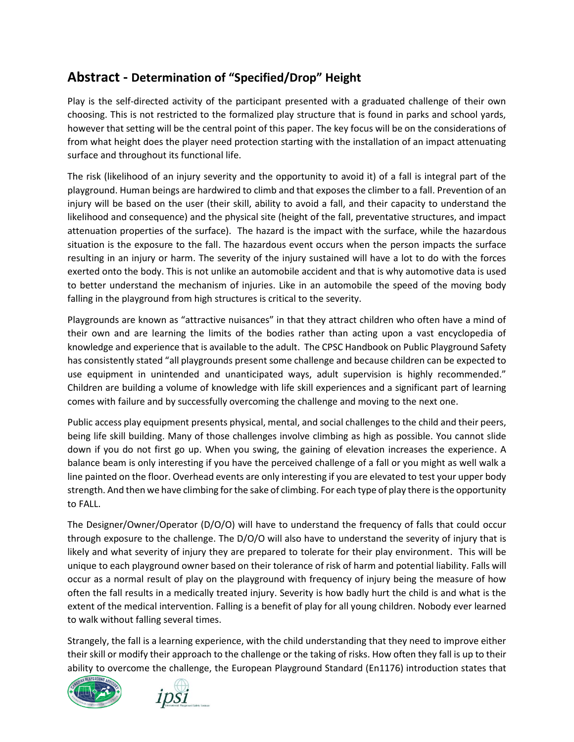## Abstract - Determination of "Specified/Drop" Height

Play is the self-directed activity of the participant presented with a graduated challenge of their own choosing. This is not restricted to the formalized play structure that is found in parks and school yards, however that setting will be the central point of this paper. The key focus will be on the considerations of from what height does the player need protection starting with the installation of an impact attenuating surface and throughout its functional life.

The risk (likelihood of an injury severity and the opportunity to avoid it) of a fall is integral part of the playground. Human beings are hardwired to climb and that exposes the climber to a fall. Prevention of an injury will be based on the user (their skill, ability to avoid a fall, and their capacity to understand the likelihood and consequence) and the physical site (height of the fall, preventative structures, and impact attenuation properties of the surface). The hazard is the impact with the surface, while the hazardous situation is the exposure to the fall. The hazardous event occurs when the person impacts the surface resulting in an injury or harm. The severity of the injury sustained will have a lot to do with the forces exerted onto the body. This is not unlike an automobile accident and that is why automotive data is used to better understand the mechanism of injuries. Like in an automobile the speed of the moving body falling in the playground from high structures is critical to the severity.

Playgrounds are known as "attractive nuisances" in that they attract children who often have a mind of their own and are learning the limits of the bodies rather than acting upon a vast encyclopedia of knowledge and experience that is available to the adult. The CPSC Handbook on Public Playground Safety has consistently stated "all playgrounds present some challenge and because children can be expected to use equipment in unintended and unanticipated ways, adult supervision is highly recommended." Children are building a volume of knowledge with life skill experiences and a significant part of learning comes with failure and by successfully overcoming the challenge and moving to the next one.

Public access play equipment presents physical, mental, and social challenges to the child and their peers, being life skill building. Many of those challenges involve climbing as high as possible. You cannot slide down if you do not first go up. When you swing, the gaining of elevation increases the experience. A balance beam is only interesting if you have the perceived challenge of a fall or you might as well walk a line painted on the floor. Overhead events are only interesting if you are elevated to test your upper body strength. And then we have climbing for the sake of climbing. For each type of play there is the opportunity to FALL.

The Designer/Owner/Operator (D/O/O) will have to understand the frequency of falls that could occur through exposure to the challenge. The D/O/O will also have to understand the severity of injury that is likely and what severity of injury they are prepared to tolerate for their play environment. This will be unique to each playground owner based on their tolerance of risk of harm and potential liability. Falls will occur as a normal result of play on the playground with frequency of injury being the measure of how often the fall results in a medically treated injury. Severity is how badly hurt the child is and what is the extent of the medical intervention. Falling is a benefit of play for all young children. Nobody ever learned to walk without falling several times.

Strangely, the fall is a learning experience, with the child understanding that they need to improve either their skill or modify their approach to the challenge or the taking of risks. How often they fall is up to their ability to overcome the challenge, the European Playground Standard (En1176) introduction states that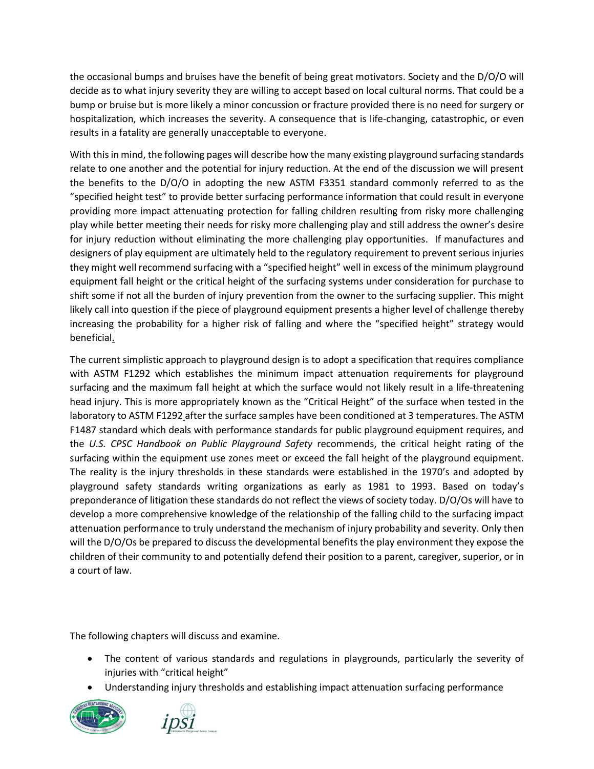the occasional bumps and bruises have the benefit of being great motivators. Society and the D/O/O will decide as to what injury severity they are willing to accept based on local cultural norms. That could be a bump or bruise but is more likely a minor concussion or fracture provided there is no need for surgery or hospitalization, which increases the severity. A consequence that is life-changing, catastrophic, or even results in a fatality are generally unacceptable to everyone.

With this in mind, the following pages will describe how the many existing playground surfacing standards relate to one another and the potential for injury reduction. At the end of the discussion we will present the benefits to the D/O/O in adopting the new ASTM F3351 standard commonly referred to as the "specified height test" to provide better surfacing performance information that could result in everyone providing more impact attenuating protection for falling children resulting from risky more challenging play while better meeting their needs for risky more challenging play and still address the owner's desire for injury reduction without eliminating the more challenging play opportunities. If manufactures and designers of play equipment are ultimately held to the regulatory requirement to prevent serious injuries they might well recommend surfacing with a "specified height" well in excess of the minimum playground equipment fall height or the critical height of the surfacing systems under consideration for purchase to shift some if not all the burden of injury prevention from the owner to the surfacing supplier. This might likely call into question if the piece of playground equipment presents a higher level of challenge thereby increasing the probability for a higher risk of falling and where the "specified height" strategy would beneficial.

The current simplistic approach to playground design is to adopt a specification that requires compliance with ASTM F1292 which establishes the minimum impact attenuation requirements for playground surfacing and the maximum fall height at which the surface would not likely result in a life-threatening head injury. This is more appropriately known as the "Critical Height" of the surface when tested in the laboratory to ASTM F1292 after the surface samples have been conditioned at 3 temperatures. The ASTM F1487 standard which deals with performance standards for public playground equipment requires, and the *U.S. CPSC Handbook on Public Playground Safety* recommends, the critical height rating of the surfacing within the equipment use zones meet or exceed the fall height of the playground equipment. The reality is the injury thresholds in these standards were established in the 1970's and adopted by playground safety standards writing organizations as early as 1981 to 1993. Based on today's preponderance of litigation these standards do not reflect the views of society today. D/O/Os will have to develop a more comprehensive knowledge of the relationship of the falling child to the surfacing impact attenuation performance to truly understand the mechanism of injury probability and severity. Only then will the D/O/Os be prepared to discuss the developmental benefits the play environment they expose the children of their community to and potentially defend their position to a parent, caregiver, superior, or in a court of law.

The following chapters will discuss and examine.

- The content of various standards and regulations in playgrounds, particularly the severity of injuries with "critical height"
- Understanding injury thresholds and establishing impact attenuation surfacing performance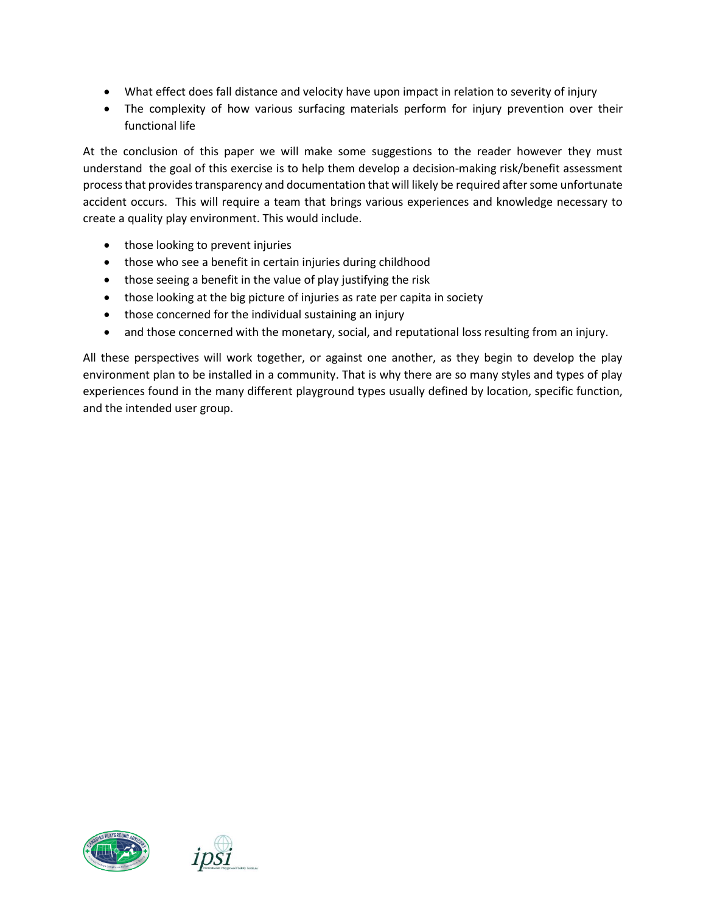- What effect does fall distance and velocity have upon impact in relation to severity of injury
- The complexity of how various surfacing materials perform for injury prevention over their functional life

At the conclusion of this paper we will make some suggestions to the reader however they must understand the goal of this exercise is to help them develop a decision-making risk/benefit assessment process that provides transparency and documentation that will likely be required after some unfortunate accident occurs. This will require a team that brings various experiences and knowledge necessary to create a quality play environment. This would include.

- those looking to prevent injuries
- those who see a benefit in certain injuries during childhood
- those seeing a benefit in the value of play justifying the risk
- those looking at the big picture of injuries as rate per capita in society
- those concerned for the individual sustaining an injury
- and those concerned with the monetary, social, and reputational loss resulting from an injury.

All these perspectives will work together, or against one another, as they begin to develop the play environment plan to be installed in a community. That is why there are so many styles and types of play experiences found in the many different playground types usually defined by location, specific function, and the intended user group.